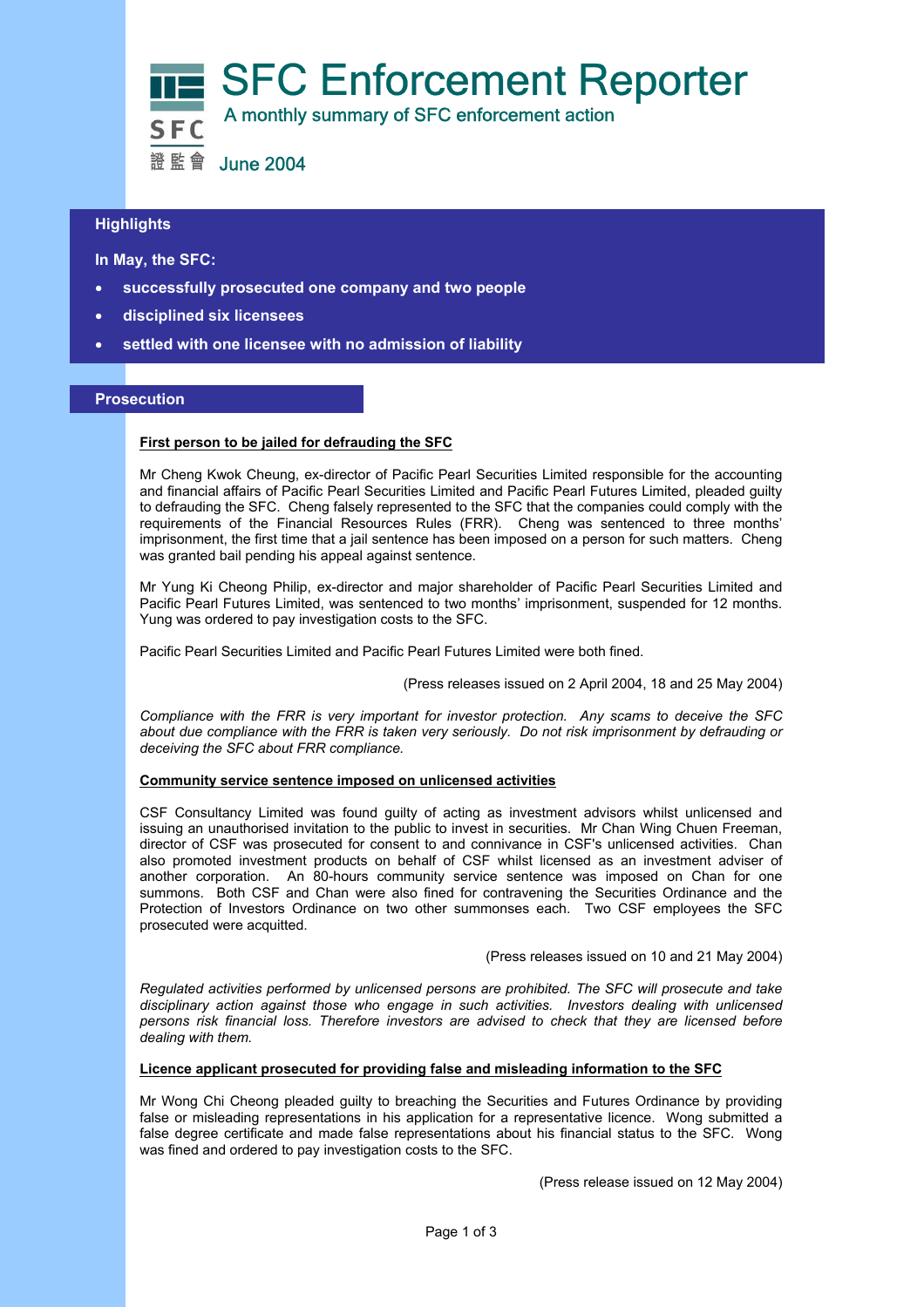# SFC Enforcement Reporter

A monthly summary of SFC enforcement action

June 2004

## Highlights

**In May, the SFC:**

- **successfully prosecuted one company and two people**
- **disciplined six licensees**
- **settled with one licensee with no admission of liability**

## Prosecution

### First person to be jailed for defrauding the SFC

Mr Cheng Kwok Cheung, ex-director of Pacific Pearl Securities Limited responsible for the accounting and financial affairs of Pacific Pearl Securities Limited and Pacific Pearl Futures Limited, pleaded guilty to defrauding the SFC. Cheng falsely represented to the SFC that the companies could comply with the requirements of the Financial Resources Rules (FRR). Cheng was sentenced to three months' imprisonment, the first time that a jail sentence has been imposed on a person for such matters. Cheng was granted bail pending his appeal against sentence.

Mr Yung Ki Cheong Philip, ex-director and major shareholder of Pacific Pearl Securities Limited and Pacific Pearl Futures Limited, was sentenced to two months' imprisonment, suspended for 12 months. Yung was ordered to pay investigation costs to the SFC.

Pacific Pearl Securities Limited and Pacific Pearl Futures Limited were both fined.

(Press releases issued on 2 April 2004, 18 and 25 May 2004)

*Compliance with the FRR is very important for investor protection. Any scams to deceive the SFC about due compliance with the FRR is taken very seriously. Do not risk imprisonment by defrauding or deceiving the SFC about FRR compliance.*

### Community service sentence imposed on unlicensed activities

CSF Consultancy Limited was found guilty of acting as investment advisors whilst unlicensed and issuing an unauthorised invitation to the public to invest in securities. Mr Chan Wing Chuen Freeman, director of CSF was prosecuted for consent to and connivance in CSF's unlicensed activities. Chan also promoted investment products on behalf of CSF whilst licensed as an investment adviser of another corporation. An 80-hours community service sentence was imposed on Chan for one summons. Both CSF and Chan were also fined for contravening the Securities Ordinance and the Protection of Investors Ordinance on two other summonses each. Two CSF employees the SFC prosecuted were acquitted.

(Press releases issued on 10 and 21 May 2004)

*Regulated activities performed by unlicensed persons are prohibited. The SFC will prosecute and take disciplinary action against those who engage in such activities. Investors dealing with unlicensed persons risk financial loss. Therefore investors are advised to check that they are licensed before dealing with them.*

### Licence applicant prosecuted for providing false and misleading information to the SFC

Mr Wong Chi Cheong pleaded guilty to breaching the Securities and Futures Ordinance by providing false or misleading representations in his application for a representative licence. Wong submitted a false degree certificate and made false representations about his financial status to the SFC. Wong was fined and ordered to pay investigation costs to the SFC.

(Press release issued on 12 May 2004)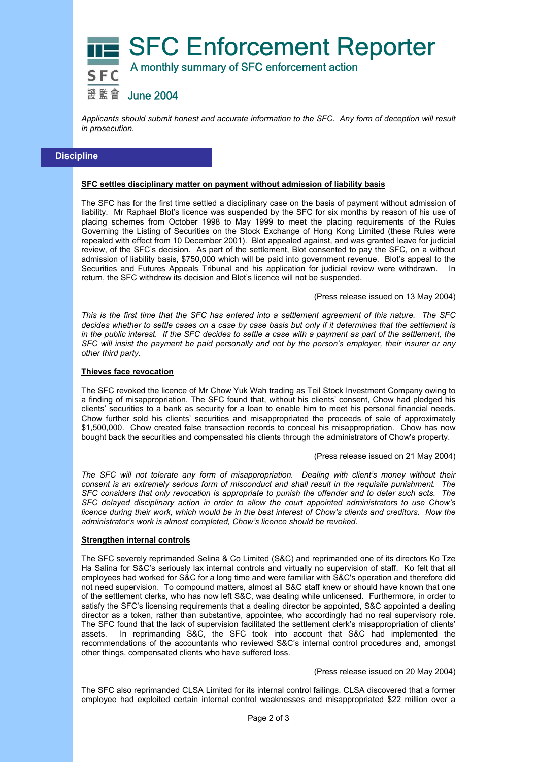# SFC Enforcement Reporter

A monthly summary of SFC enforcement action

June 2004

*Applicants should submit honest and accurate information to the SFC. Any form of deception will result in prosecution.*

## Discipline

**SFC settles disciplinary matter on payment without admission of liability basis**

The SFC has for the first time settled a disciplinary case on the basis of payment without admission of liability. Mr Raphael Blot's licence was suspended by the SFC for six months by reason of his use of placing schemes from October 1998 to May 1999 to meet the placing requirements of the Rules Governing the Listing of Securities on the Stock Exchange of Hong Kong Limited (these Rules were repealed with effect from 10 December 2001). Blot appealed against, and was granted leave for judicial review, of the SFC's decision. As part of the settlement, Blot consented to pay the SFC, on a without admission of liability basis, $750,000 which will be paid into government revenue. Blot's appeal to the Securities and Futures Appeals Tribunal and his application for judicial review were withdrawn. In return, the SFC withdrew its decision and Blot's licence will not be suspended.

(Press release issued on 13 May 2004)

*This is the first time that the SFC has entered into a settlement agreement of this nature. The SFC decides whether to settle cases on a case by case basis but only if it determines that the settlement is in the public interest. If the SFC decides to settle a case with a payment as part of the settlement, the SFC will insist the payment be paid personally and not by the person's employer, their insurer or any other third party.*

**Thieves face revocation**

The SFC revoked the licence of Mr Chow Yuk Wah trading as Teil Stock Investment Company owing to a finding of misappropriation. The SFC found that, without his clients' consent, Chow had pledged his clients' securities to a bank as security for a loan to enable him to meet his personal financial needs. Chow further sold his clients' securities and misappropriated the proceeds of sale of approximately $1,500,000. Chow created false transaction records to conceal his misappropriation. Chow has now bought back the securities and compensated his clients through the administrators of Chow's property.

(Press release issued on 21 May 2004)

*The SFC will not tolerate any form of misappropriation. Dealing with client's money without their consent is an extremely serious form of misconduct and shall result in the requisite punishment. The SFC considers that only revocation is appropriate to punish the offender and to deter such acts. The SFC delayed disciplinary action in order to allow the court appointed administrators to use Chow's licence during their work, which would be in the best interest of Chow's clients and creditors. Now the administrator's work is almost completed, Chow's licence should be revoked.*

**Strengthen internal controls**

The SFC severely reprimanded Selina & Co Limited (S&C) and reprimanded one of its directors Ko Tze Ha Salina for S&C's seriously lax internal controls and virtually no supervision of staff. Ko felt that all employees had worked for S&C for a long time and were familiar with S&C's operation and therefore did not need supervision. To compound matters, almost all S&C staff knew or should have known that one of the settlement clerks, who has now left S&C, was dealing while unlicensed. Furthermore, in order to satisfy the SFC's licensing requirements that a dealing director be appointed, S&C appointed a dealing director as a token, rather than substantive, appointee, who accordingly had no real supervisory role. The SFC found that the lack of supervision facilitated the settlement clerk's misappropriation of clients' assets. In reprimanding S&C, the SFC took into account that S&C had implemented the recommendations of the accountants who reviewed S&C's internal control procedures and, amongst other things, compensated clients who have suffered loss.

(Press release issued on 20 May 2004)

The SFC also reprimanded CLSA Limited for its internal control failings. CLSA discovered that a former employee had exploited certain internal control weaknesses and misappropriated $22 million over a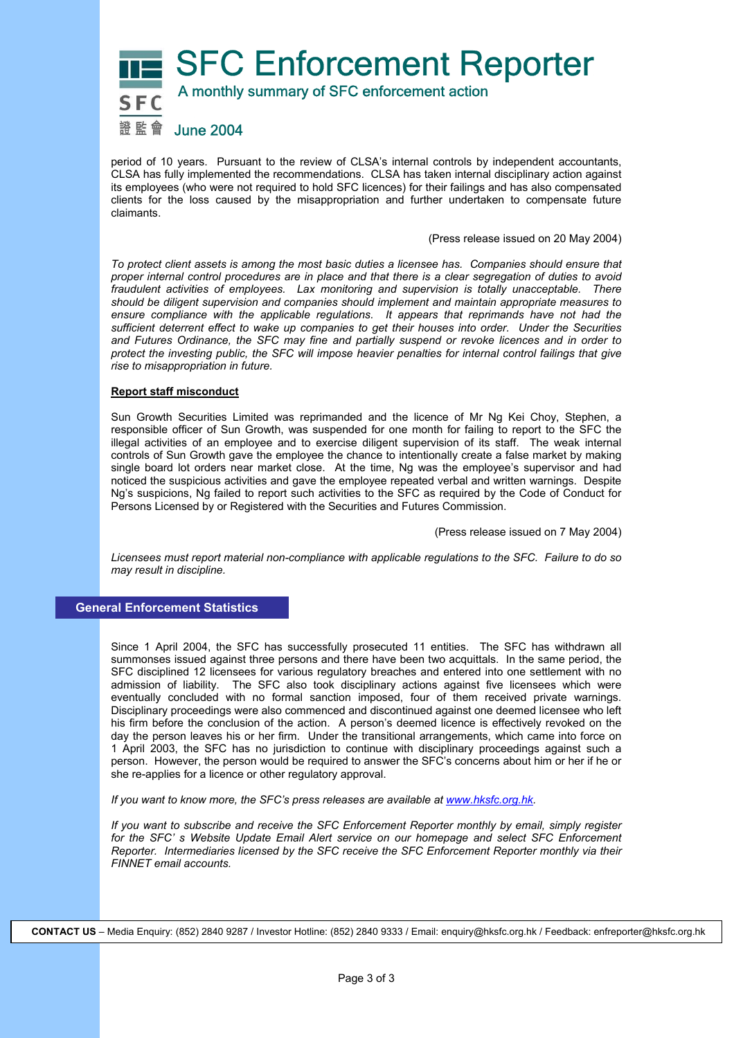period of 10 years. Pursuant to the review of CLSA's internal controls by independent accountants, CLSA has fully implemented the recommendations. CLSA has taken internal disciplinary action against its employees (who were not required to hold SFC licences) for their failings and has also compensated clients for the loss caused by the misappropriation and further undertaken to compensate future claimants.

(Press release issued on 20 May 2004)

*To protect client assets is among the most basic duties a licensee has. Companies should ensure that proper internal control procedures are in place and that there is a clear segregation of duties to avoid fraudulent activities of employees. Lax monitoring and supervision is totally unacceptable. There should be diligent supervision and companies should implement and maintain appropriate measures to ensure compliance with the applicable regulations. It appears that reprimands have not had the sufficient deterrent effect to wake up companies to get their houses into order. Under the Securities and Futures Ordinance, the SFC may fine and partially suspend or revoke licences and in order to protect the investing public, the SFC will impose heavier penalties for internal control failings that give rise to misappropriation in future.*

**Report staff misconduct**

Sun Growth Securities Limited was reprimanded and the licence of Mr Ng Kei Choy, Stephen, a responsible officer of Sun Growth, was suspended for one month for failing to report to the SFC the illegal activities of an employee and to exercise diligent supervision of its staff. The weak internal controls of Sun Growth gave the employee the chance to intentionally create a false market by making single board lot orders near market close. At the time, Ng was the employee's supervisor and had noticed the suspicious activities and gave the employee repeated verbal and written warnings. Despite Ng's suspicions, Ng failed to report such activities to the SFC as required by the Code of Conduct for Persons Licensed by or Registered with the Securities and Futures Commission.

(Press release issued on 7 May 2004)

*Licensees must report material non-compliance with applicable regulations to the SFC. Failure to do so may result in discipline.*

## General Enforcement Statistics

Since 1 April 2004, the SFC has successfully prosecuted 11 entities. The SFC has withdrawn all summonses issued against three persons and there have been two acquittals. In the same period, the SFC disciplined 12 licensees for various regulatory breaches and entered into one settlement with no admission of liability. The SFC also took disciplinary actions against five licensees which were eventually concluded with no formal sanction imposed, four of them received private warnings. Disciplinary proceedings were also commenced and discontinued against one deemed licensee who left his firm before the conclusion of the action. A person's deemed licence is effectively revoked on the day the person leaves his or her firm. Under the transitional arrangements, which came into force on 1 April 2003, the SFC has no jurisdiction to continue with disciplinary proceedings against such a person. However, the person would be required to answer the SFC's concerns about him or her if he or she re-applies for a licence or other regulatory approval.

*If you want to know more, the SFC's press releases are available at www.hksfc.org.hk.*

*If you want to subscribe and receive the SFC Enforcement Reporter monthly by email, simply register for the SFC' s Website Update Email Alert service on our homepage and select SFC Enforcement Reporter. Intermediaries licensed by the SFC receive the SFC Enforcement Reporter monthly via their FINNET email accounts.*

**CONTACT US** – Media Enquiry: (852) 2840 9287 / Investor Hotline: (852) 2840 9333 / Email: enquiry@hksfc.org.hk / Feedback: enfreporter@hksfc.org.hk